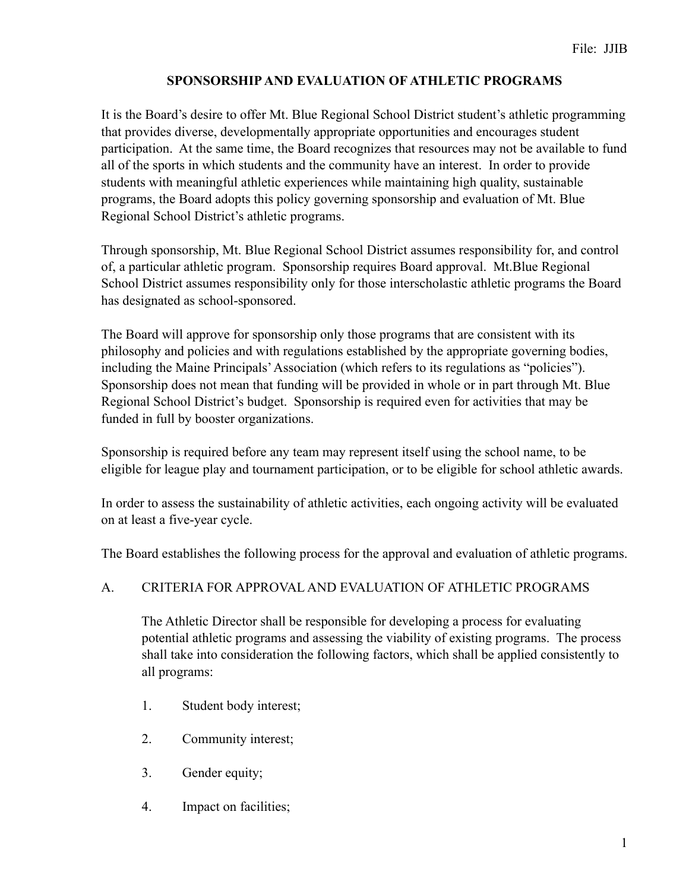File: JJIB

# SPONSORSHIP AND EVALUATION OF ATHLETIC PROGRAMS

It is the Board's desire to offer Mt. Blue Regional School District student's athletic programming that provides diverse, developmentally appropriate opportunities and encourages student participation. At the same time, the Board recognizes that resources may not be available to fund all of the sports in which students and the community have an interest. In order to provide students with meaningful athletic experiences while maintaining high quality, sustainable programs, the Board adopts this policy governing sponsorship and evaluation of Mt. Blue Regional School District's athletic programs.

Through sponsorship, Mt. Blue Regional School District assumes responsibility for, and control of, a particular athletic program. Sponsorship requires Board approval. Mt.Blue Regional School District assumes responsibility only for those interscholastic athletic programs the Board has designated as school-sponsored.

The Board will approve for sponsorship only those programs that are consistent with its philosophy and policies and with regulations established by the appropriate governing bodies, including the Maine Principals' Association (which refers to its regulations as "policies"). Sponsorship does not mean that funding will be provided in whole or in part through Mt. Blue Regional School District's budget. Sponsorship is required even for activities that may be funded in full by booster organizations.

Sponsorship is required before any team may represent itself using the school name, to be eligible for league play and tournament participation, or to be eligible for school athletic awards.

In order to assess the sustainability of athletic activities, each ongoing activity will be evaluated on at least a five-year cycle.

The Board establishes the following process for the approval and evaluation of athletic programs.

## A. CRITERIA FOR APPROVAL AND EVALUATION OF ATHLETIC PROGRAMS

The Athletic Director shall be responsible for developing a process for evaluating potential athletic programs and assessing the viability of existing programs. The process shall take into consideration the following factors, which shall be applied consistently to all programs:

1. Student body interest;
2. Community interest;
3. Gender equity;
4. Impact on facilities;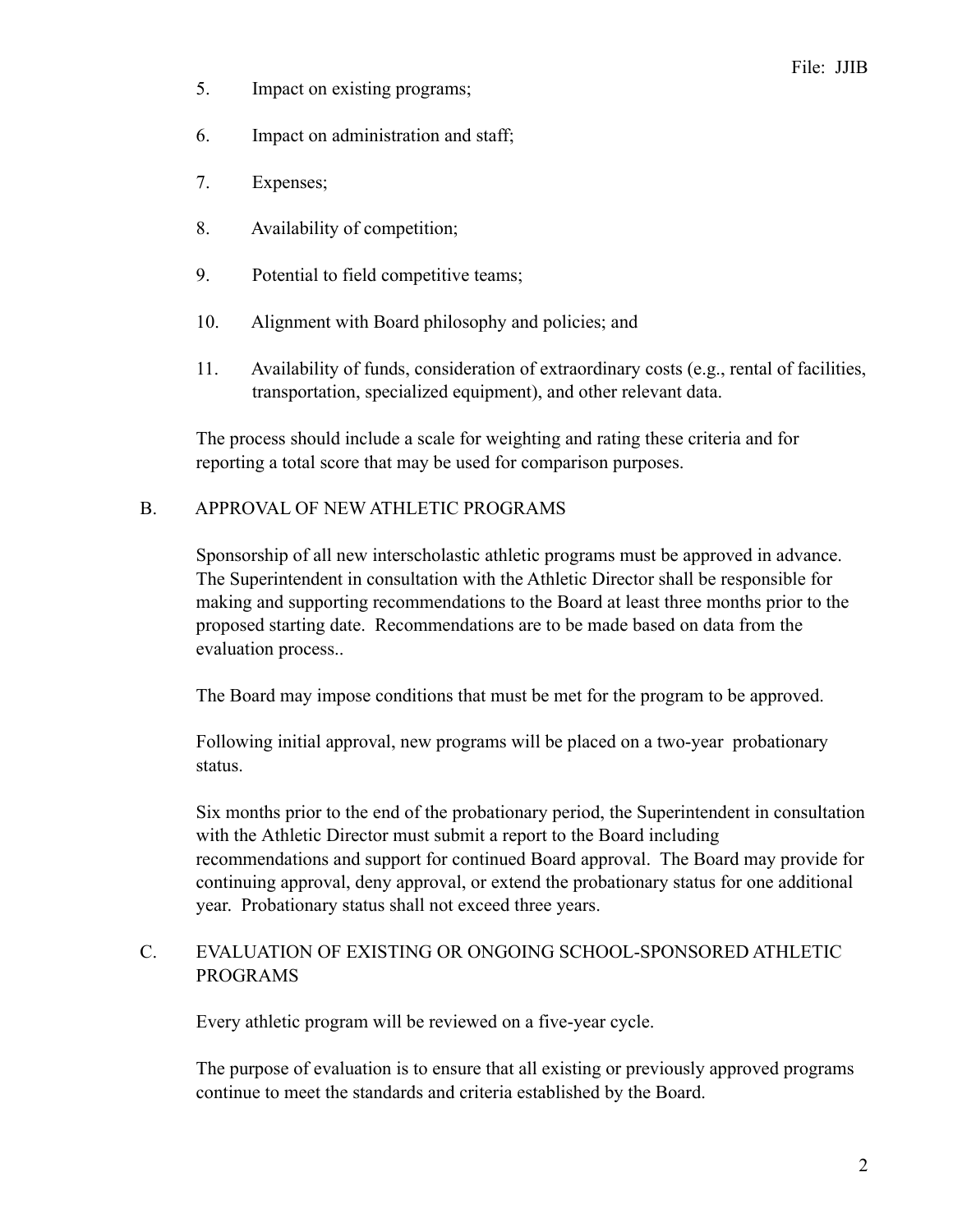5. Impact on existing programs;

6. Impact on administration and staff;

7. Expenses;

8. Availability of competition;

9. Potential to field competitive teams;

10. Alignment with Board philosophy and policies; and

11. Availability of funds, consideration of extraordinary costs (e.g., rental of facilities, transportation, specialized equipment), and other relevant data.

The process should include a scale for weighting and rating these criteria and for reporting a total score that may be used for comparison purposes.

## B. APPROVAL OF NEW ATHLETIC PROGRAMS

Sponsorship of all new interscholastic athletic programs must be approved in advance. The Superintendent in consultation with the Athletic Director shall be responsible for making and supporting recommendations to the Board at least three months prior to the proposed starting date. Recommendations are to be made based on data from the evaluation process..

The Board may impose conditions that must be met for the program to be approved.

Following initial approval, new programs will be placed on a two-year probationary status.

Six months prior to the end of the probationary period, the Superintendent in consultation with the Athletic Director must submit a report to the Board including recommendations and support for continued Board approval. The Board may provide for continuing approval, deny approval, or extend the probationary status for one additional year. Probationary status shall not exceed three years.

## C. EVALUATION OF EXISTING OR ONGOING SCHOOL-SPONSORED ATHLETIC PROGRAMS

Every athletic program will be reviewed on a five-year cycle.

The purpose of evaluation is to ensure that all existing or previously approved programs continue to meet the standards and criteria established by the Board.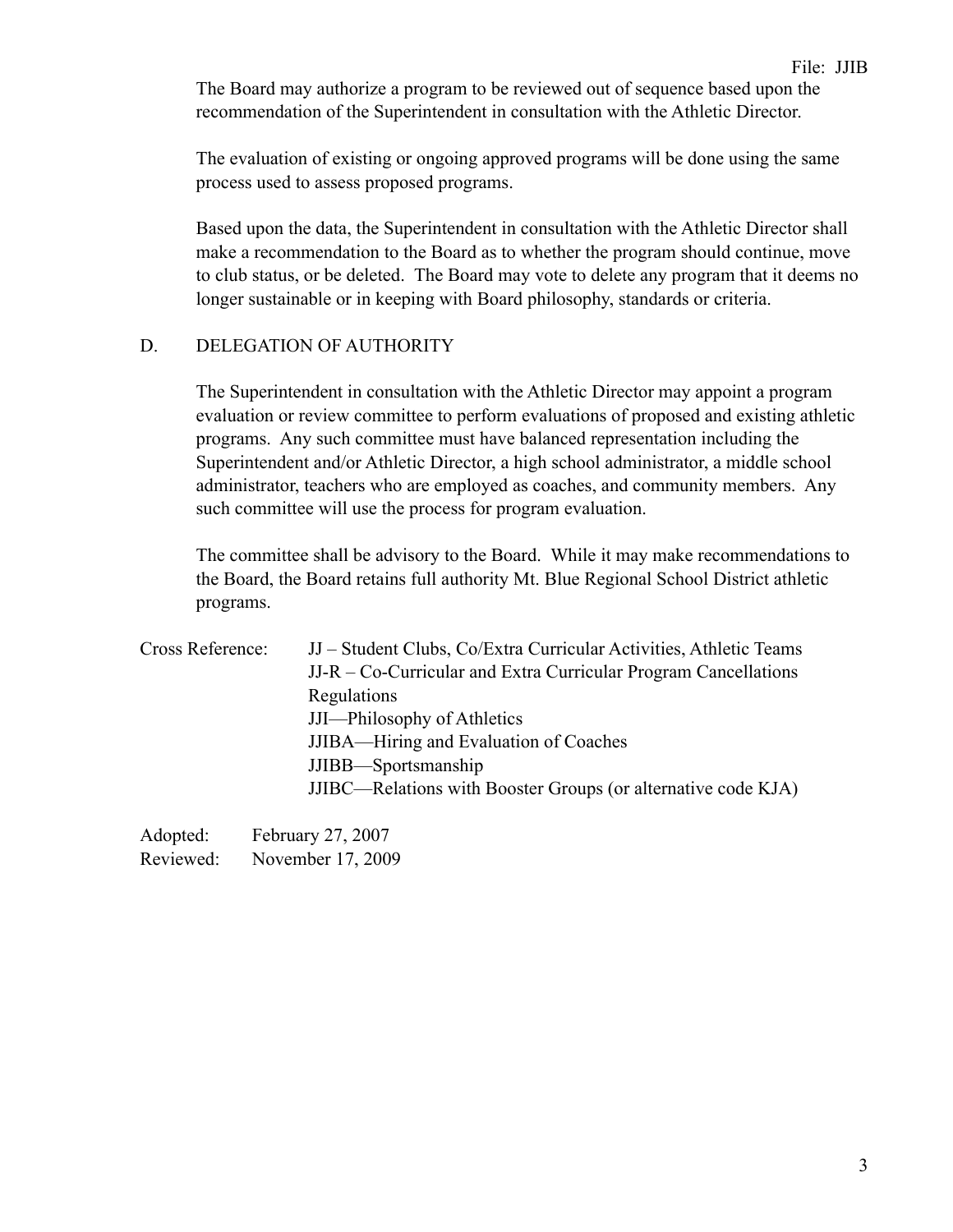The Board may authorize a program to be reviewed out of sequence based upon the recommendation of the Superintendent in consultation with the Athletic Director.

The evaluation of existing or ongoing approved programs will be done using the same process used to assess proposed programs.

Based upon the data, the Superintendent in consultation with the Athletic Director shall make a recommendation to the Board as to whether the program should continue, move to club status, or be deleted. The Board may vote to delete any program that it deems no longer sustainable or in keeping with Board philosophy, standards or criteria.

## D. DELEGATION OF AUTHORITY

The Superintendent in consultation with the Athletic Director may appoint a program evaluation or review committee to perform evaluations of proposed and existing athletic programs. Any such committee must have balanced representation including the Superintendent and/or Athletic Director, a high school administrator, a middle school administrator, teachers who are employed as coaches, and community members. Any such committee will use the process for program evaluation.

The committee shall be advisory to the Board. While it may make recommendations to the Board, the Board retains full authority Mt. Blue Regional School District athletic programs.

Cross Reference:
- JJ – Student Clubs, Co/Extra Curricular Activities, Athletic Teams
- JJ-R – Co-Curricular and Extra Curricular Program Cancellations Regulations
- JJI—Philosophy of Athletics
- JJIBA—Hiring and Evaluation of Coaches
- JJIBB—Sportsmanship
- JJIBC—Relations with Booster Groups (or alternative code KJA)

Adopted: February 27, 2007
Reviewed: November 17, 2009